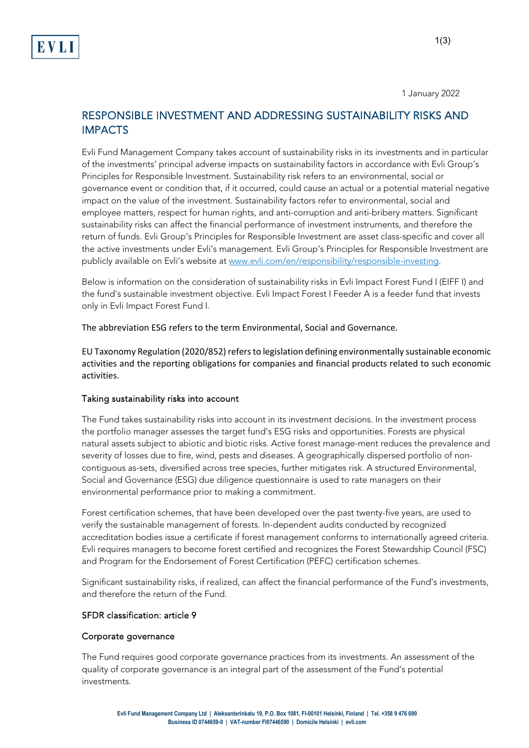1 January 2022

# RESPONSIBLE INVESTMENT AND ADDRESSING SUSTAINABILITY RISKS AND IMPACTS

Evli Fund Management Company takes account of sustainability risks in its investments and in particular of the investments' principal adverse impacts on sustainability factors in accordance with Evli Group's Principles for Responsible Investment. Sustainability risk refers to an environmental, social or governance event or condition that, if it occurred, could cause an actual or a potential material negative impact on the value of the investment. Sustainability factors refer to environmental, social and employee matters, respect for human rights, and anti-corruption and anti-bribery matters. Significant sustainability risks can affect the financial performance of investment instruments, and therefore the return of funds. Evli Group's Principles for Responsible Investment are asset class-specific and cover all the active investments under Evli's management. Evli Group's Principles for Responsible Investment are publicly available on Evli's website at www.evli.com/en/responsibility/responsible-investing.

Below is information on the consideration of sustainability risks in Evli Impact Forest Fund I (EIFF I) and the fund's sustainable investment objective. Evli Impact Forest I Feeder A is a feeder fund that invests only in Evli Impact Forest Fund I.

The abbreviation ESG refers to the term Environmental, Social and Governance.

EU Taxonomy Regulation (2020/852) refers to legislation defining environmentally sustainable economic activities and the reporting obligations for companies and financial products related to such economic activities.

## Taking sustainability risks into account

The Fund takes sustainability risks into account in its investment decisions. In the investment process the portfolio manager assesses the target fund's ESG risks and opportunities. Forests are physical natural assets subject to abiotic and biotic risks. Active forest manage-ment reduces the prevalence and severity of losses due to fire, wind, pests and diseases. A geographically dispersed portfolio of non-contiguous as-sets, diversified across tree species, further mitigates risk. A structured Environmental, Social and Governance (ESG) due diligence questionnaire is used to rate managers on their environmental performance prior to making a commitment.

Forest certification schemes, that have been developed over the past twenty-five years, are used to verify the sustainable management of forests. In-dependent audits conducted by recognized accreditation bodies issue a certificate if forest management conforms to internationally agreed criteria. Evli requires managers to become forest certified and recognizes the Forest Stewardship Council (FSC) and Program for the Endorsement of Forest Certification (PEFC) certification schemes.

Significant sustainability risks, if realized, can affect the financial performance of the Fund's investments, and therefore the return of the Fund.

## SFDR classification: article 9

## Corporate governance

The Fund requires good corporate governance practices from its investments. An assessment of the quality of corporate governance is an integral part of the assessment of the Fund's potential investments.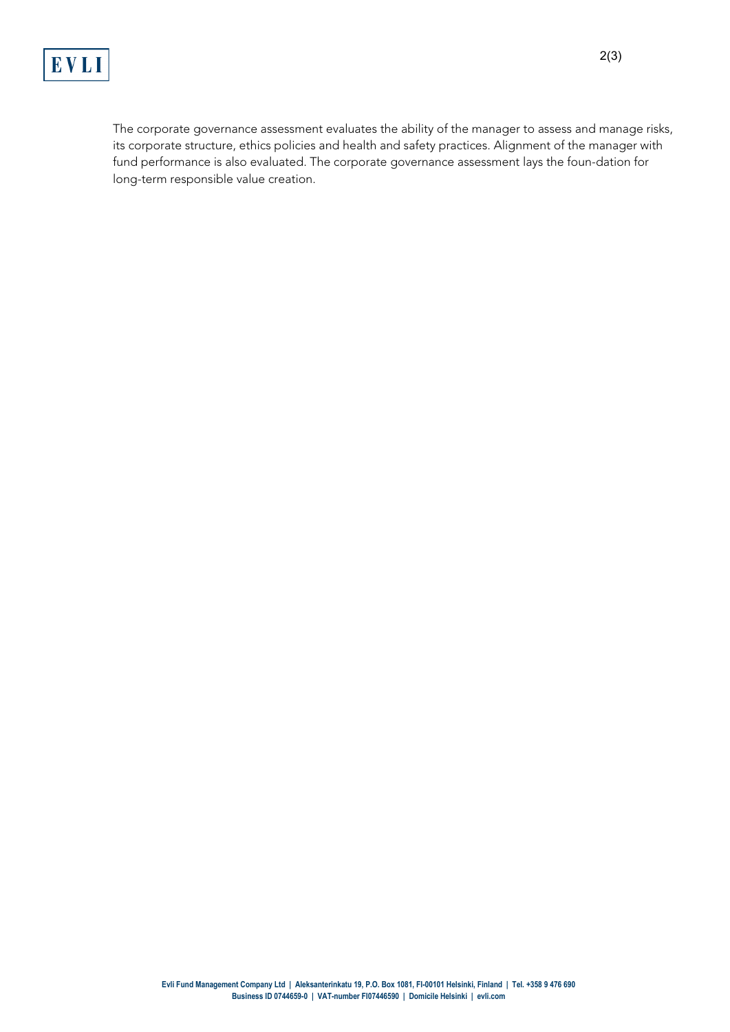The corporate governance assessment evaluates the ability of the manager to assess and manage risks, its corporate structure, ethics policies and health and safety practices. Alignment of the manager with fund performance is also evaluated. The corporate governance assessment lays the foun-dation for long-term responsible value creation.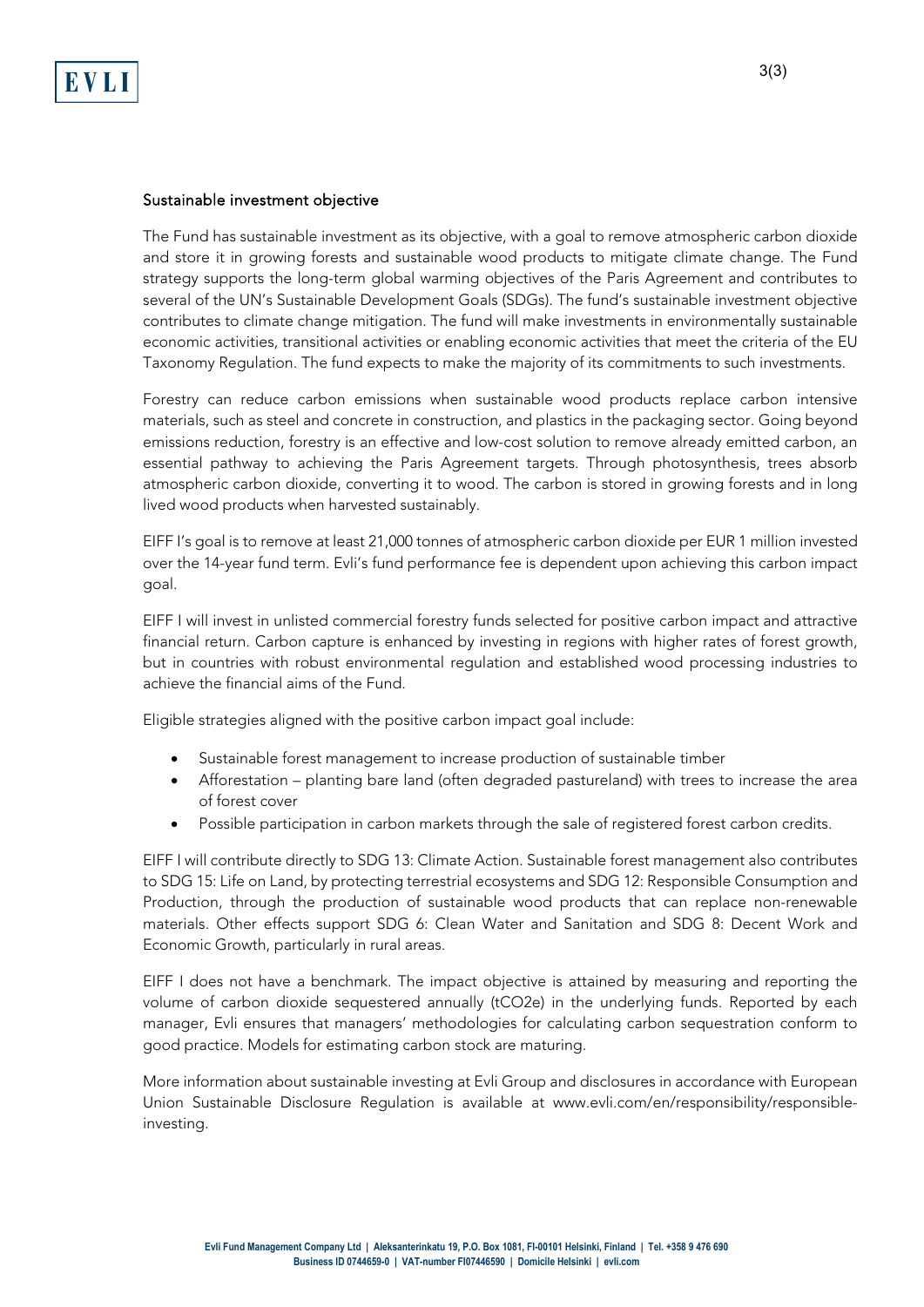## Sustainable investment objective

The Fund has sustainable investment as its objective, with a goal to remove atmospheric carbon dioxide and store it in growing forests and sustainable wood products to mitigate climate change. The Fund strategy supports the long-term global warming objectives of the Paris Agreement and contributes to several of the UN's Sustainable Development Goals (SDGs). The fund's sustainable investment objective contributes to climate change mitigation. The fund will make investments in environmentally sustainable economic activities, transitional activities or enabling economic activities that meet the criteria of the EU Taxonomy Regulation. The fund expects to make the majority of its commitments to such investments.

Forestry can reduce carbon emissions when sustainable wood products replace carbon intensive materials, such as steel and concrete in construction, and plastics in the packaging sector. Going beyond emissions reduction, forestry is an effective and low-cost solution to remove already emitted carbon, an essential pathway to achieving the Paris Agreement targets. Through photosynthesis, trees absorb atmospheric carbon dioxide, converting it to wood. The carbon is stored in growing forests and in long lived wood products when harvested sustainably.

EIFF I's goal is to remove at least 21,000 tonnes of atmospheric carbon dioxide per EUR 1 million invested over the 14-year fund term. Evli's fund performance fee is dependent upon achieving this carbon impact goal.

EIFF I will invest in unlisted commercial forestry funds selected for positive carbon impact and attractive financial return. Carbon capture is enhanced by investing in regions with higher rates of forest growth, but in countries with robust environmental regulation and established wood processing industries to achieve the financial aims of the Fund.

Eligible strategies aligned with the positive carbon impact goal include:

- Sustainable forest management to increase production of sustainable timber
- Afforestation – planting bare land (often degraded pastureland) with trees to increase the area of forest cover
- Possible participation in carbon markets through the sale of registered forest carbon credits.

EIFF I will contribute directly to SDG 13: Climate Action. Sustainable forest management also contributes to SDG 15: Life on Land, by protecting terrestrial ecosystems and SDG 12: Responsible Consumption and Production, through the production of sustainable wood products that can replace non-renewable materials. Other effects support SDG 6: Clean Water and Sanitation and SDG 8: Decent Work and Economic Growth, particularly in rural areas.

EIFF I does not have a benchmark. The impact objective is attained by measuring and reporting the volume of carbon dioxide sequestered annually (tCO2e) in the underlying funds. Reported by each manager, Evli ensures that managers' methodologies for calculating carbon sequestration conform to good practice. Models for estimating carbon stock are maturing.

More information about sustainable investing at Evli Group and disclosures in accordance with European Union Sustainable Disclosure Regulation is available at www.evli.com/en/responsibility/responsible-investing.